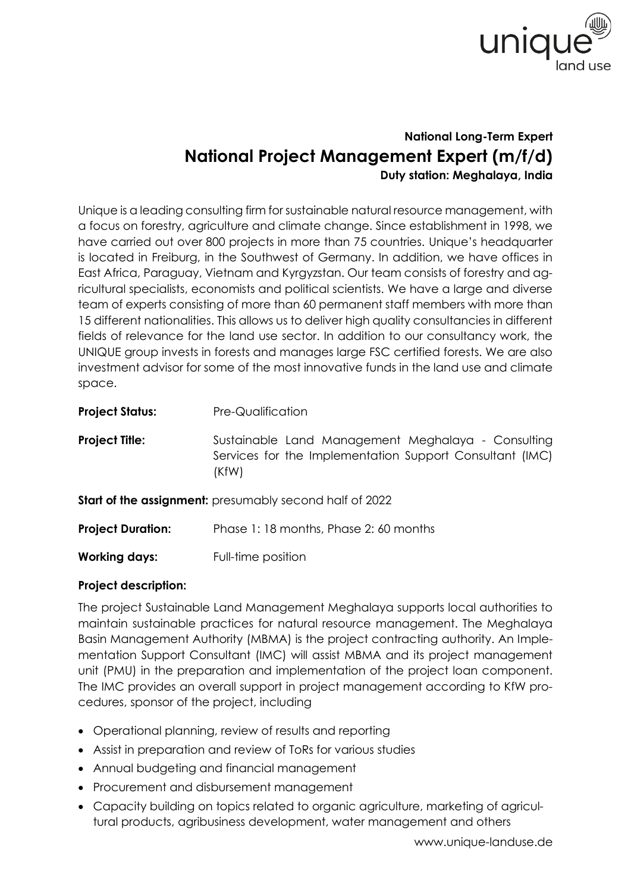**National Long-Term Expert**

# National Project Management Expert (m/f/d)

**Duty station: Meghalaya, India**

Unique is a leading consulting firm for sustainable natural resource management, with a focus on forestry, agriculture and climate change. Since establishment in 1998, we have carried out over 800 projects in more than 75 countries. Unique's headquarter is located in Freiburg, in the Southwest of Germany. In addition, we have offices in East Africa, Paraguay, Vietnam and Kyrgyzstan. Our team consists of forestry and agricultural specialists, economists and political scientists. We have a large and diverse team of experts consisting of more than 60 permanent staff members with more than 15 different nationalities. This allows us to deliver high quality consultancies in different fields of relevance for the land use sector. In addition to our consultancy work, the UNIQUE group invests in forests and manages large FSC certified forests. We are also investment advisor for some of the most innovative funds in the land use and climate space.

**Project Status:** Pre-Qualification

**Project Title:** Sustainable Land Management Meghalaya - Consulting Services for the Implementation Support Consultant (IMC) (KfW)

**Start of the assignment:** presumably second half of 2022

**Project Duration:** Phase 1: 18 months, Phase 2: 60 months

**Working days:** Full-time position

**Project description:**

The project Sustainable Land Management Meghalaya supports local authorities to maintain sustainable practices for natural resource management. The Meghalaya Basin Management Authority (MBMA) is the project contracting authority. An Implementation Support Consultant (IMC) will assist MBMA and its project management unit (PMU) in the preparation and implementation of the project loan component. The IMC provides an overall support in project management according to KfW procedures, sponsor of the project, including

- Operational planning, review of results and reporting
- Assist in preparation and review of ToRs for various studies
- Annual budgeting and financial management
- Procurement and disbursement management
- Capacity building on topics related to organic agriculture, marketing of agricultural products, agribusiness development, water management and others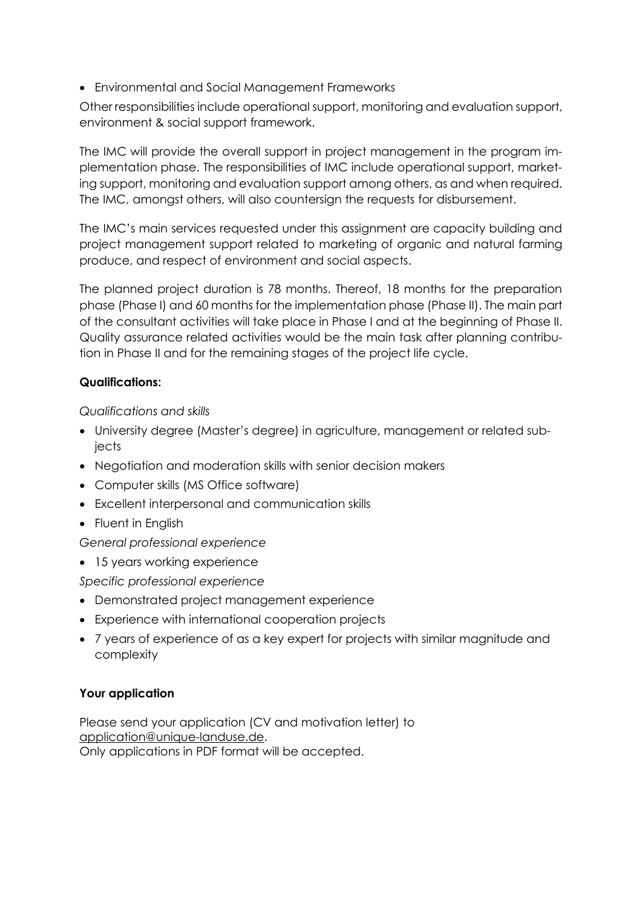- Environmental and Social Management Frameworks

Other responsibilities include operational support, monitoring and evaluation support, environment & social support framework.

The IMC will provide the overall support in project management in the program implementation phase. The responsibilities of IMC include operational support, marketing support, monitoring and evaluation support among others, as and when required. The IMC, amongst others, will also countersign the requests for disbursement.

The IMC's main services requested under this assignment are capacity building and project management support related to marketing of organic and natural farming produce, and respect of environment and social aspects.

The planned project duration is 78 months. Thereof, 18 months for the preparation phase (Phase I) and 60 months for the implementation phase (Phase II). The main part of the consultant activities will take place in Phase I and at the beginning of Phase II. Quality assurance related activities would be the main task after planning contribution in Phase II and for the remaining stages of the project life cycle.

**Qualifications:**

*Qualifications and skills*

- University degree (Master's degree) in agriculture, management or related subjects
- Negotiation and moderation skills with senior decision makers
- Computer skills (MS Office software)
- Excellent interpersonal and communication skills
- Fluent in English

*General professional experience*

- 15 years working experience

*Specific professional experience*

- Demonstrated project management experience
- Experience with international cooperation projects
- 7 years of experience of as a key expert for projects with similar magnitude and complexity

**Your application**

Please send your application (CV and motivation letter) to application@unique-landuse.de.
Only applications in PDF format will be accepted.